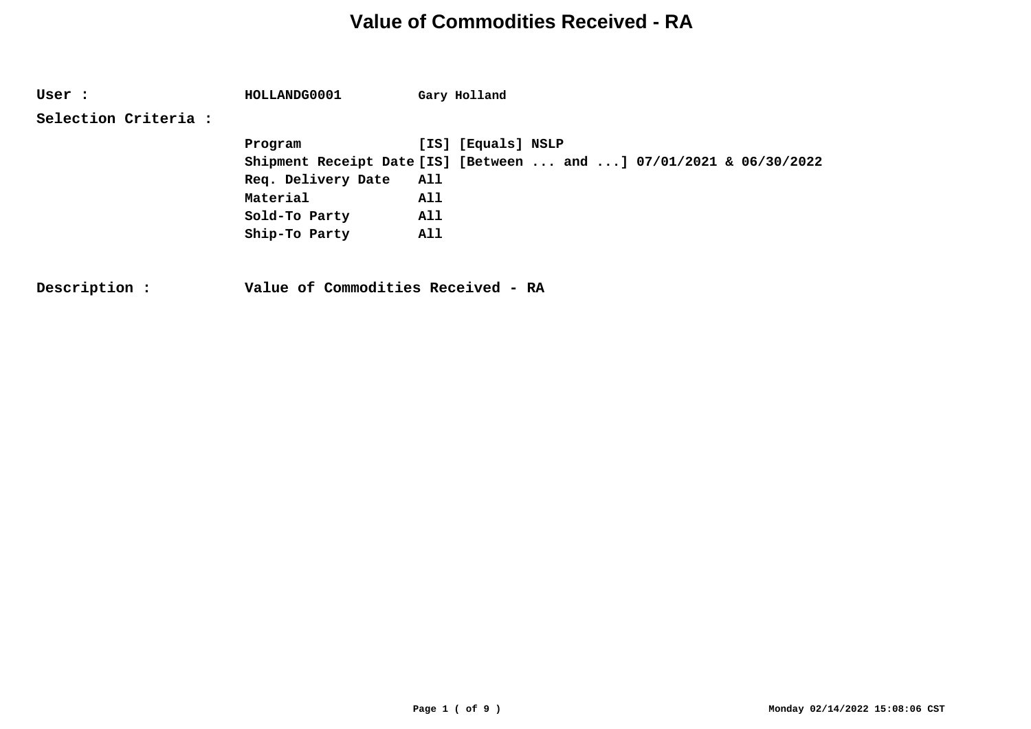# Value of Commodities Received - RA

**User :** HOLLANDG0001 Gary Holland

**Selection Criteria :**

| | |
|---|---|
| Program | [IS] [Equals] NSLP |
| Shipment Receipt Date | [IS] [Between ... and ...] 07/01/2021 & 06/30/2022 |
| Req. Delivery Date | All |
| Material | All |
| Sold-To Party | All |
| Ship-To Party | All |

**Description :** Value of Commodities Received - RA

Monday 02/14/2022 15:08:06 CST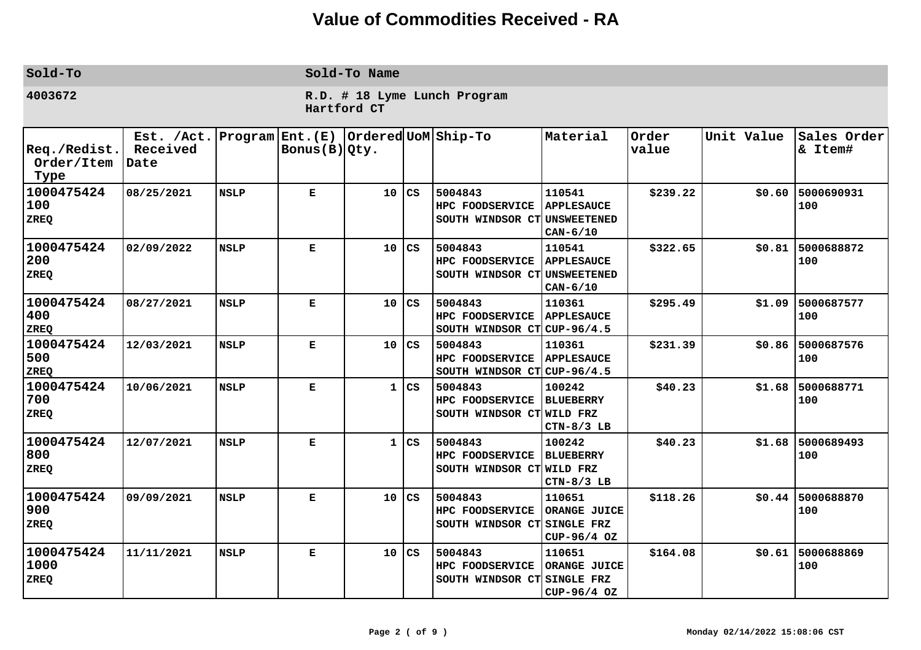# Value of Commodities Received - RA

| Sold-To | Sold-To Name |
|---|---|
| 4003672 | R.D. # 18 Lyme Lunch Program<br>Hartford CT |

| Req./Redist. Order/Item Type | Est. /Act. Received Date | Program | Ent.(E) Bonus(B) | Ordered Qty. | UoM | Ship-To | Material | Order value | Unit Value | Sales Order & Item# |
|---|---|---|---|---|---|---|---|---|---|---|
| 1000475424 100 ZREQ | 08/25/2021 | NSLP | E | 10 | CS | 5004843 HPC FOODSERVICE SOUTH WINDSOR CT | 110541 APPLESAUCE UNSWEETENED CAN-6/10 | $239.22 | $0.60 | 5000690931 100 |
| 1000475424 200 ZREQ | 02/09/2022 | NSLP | E | 10 | CS | 5004843 HPC FOODSERVICE SOUTH WINDSOR CT | 110541 APPLESAUCE UNSWEETENED CAN-6/10 | $322.65 | $0.81 | 5000688872 100 |
| 1000475424 400 ZREQ | 08/27/2021 | NSLP | E | 10 | CS | 5004843 HPC FOODSERVICE SOUTH WINDSOR CT | 110361 APPLESAUCE CUP-96/4.5 | $295.49 | $1.09 | 5000687577 100 |
| 1000475424 500 ZREQ | 12/03/2021 | NSLP | E | 10 | CS | 5004843 HPC FOODSERVICE SOUTH WINDSOR CT | 110361 APPLESAUCE CUP-96/4.5 | $231.39 | $0.86 | 5000687576 100 |
| 1000475424 700 ZREQ | 10/06/2021 | NSLP | E | 1 | CS | 5004843 HPC FOODSERVICE SOUTH WINDSOR CT | 100242 BLUEBERRY WILD FRZ CTN-8/3 LB | $40.23 | $1.68 | 5000688771 100 |
| 1000475424 800 ZREQ | 12/07/2021 | NSLP | E | 1 | CS | 5004843 HPC FOODSERVICE SOUTH WINDSOR CT | 100242 BLUEBERRY WILD FRZ CTN-8/3 LB | $40.23 | $1.68 | 5000689493 100 |
| 1000475424 900 ZREQ | 09/09/2021 | NSLP | E | 10 | CS | 5004843 HPC FOODSERVICE SOUTH WINDSOR CT | 110651 ORANGE JUICE SINGLE FRZ CUP-96/4 OZ | $118.26 | $0.44 | 5000688870 100 |
| 1000475424 1000 ZREQ | 11/11/2021 | NSLP | E | 10 | CS | 5004843 HPC FOODSERVICE SOUTH WINDSOR CT | 110651 ORANGE JUICE SINGLE FRZ CUP-96/4 OZ | $164.08 | $0.61 | 5000688869 100 |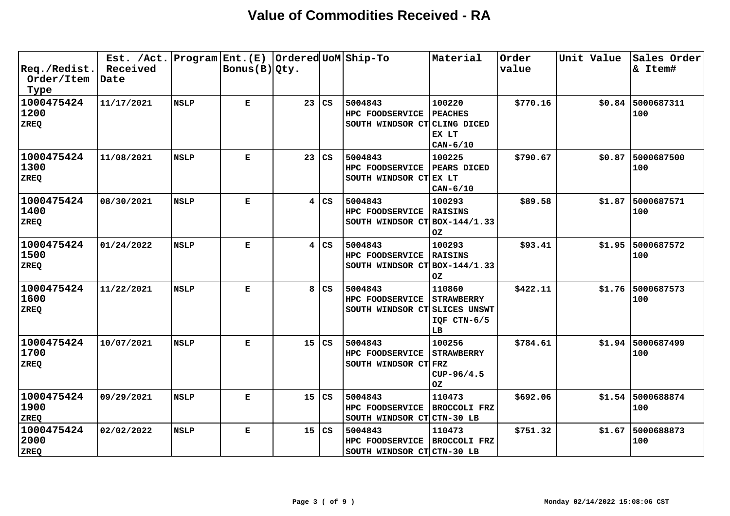# Value of Commodities Received - RA

| Req./Redist. Order/Item Type | Est. /Act. Received Date | Program | Ent.(E) Bonus(B) | Ordered Qty. | UoM | Ship-To | Material | Order value | Unit Value | Sales Order & Item# |
|---|---|---|---|---|---|---|---|---|---|---|
| 1000475424 1200 ZREQ | 11/17/2021 | NSLP | E | 23 | CS | 5004843 HPC FOODSERVICE SOUTH WINDSOR CT | 100220 PEACHES CLING DICED EX LT CAN-6/10 | $770.16 | $0.84 | 5000687311 100 |
| 1000475424 1300 ZREQ | 11/08/2021 | NSLP | E | 23 | CS | 5004843 HPC FOODSERVICE SOUTH WINDSOR CT | 100225 PEARS DICED EX LT CAN-6/10 | $790.67 | $0.87 | 5000687500 100 |
| 1000475424 1400 ZREQ | 08/30/2021 | NSLP | E | 4 | CS | 5004843 HPC FOODSERVICE SOUTH WINDSOR CT | 100293 RAISINS BOX-144/1.33 OZ | $89.58 | $1.87 | 5000687571 100 |
| 1000475424 1500 ZREQ | 01/24/2022 | NSLP | E | 4 | CS | 5004843 HPC FOODSERVICE SOUTH WINDSOR CT | 100293 RAISINS BOX-144/1.33 OZ | $93.41 | $1.95 | 5000687572 100 |
| 1000475424 1600 ZREQ | 11/22/2021 | NSLP | E | 8 | CS | 5004843 HPC FOODSERVICE SOUTH WINDSOR CT | 110860 STRAWBERRY SLICES UNSWT IQF CTN-6/5 LB | $422.11 | $1.76 | 5000687573 100 |
| 1000475424 1700 ZREQ | 10/07/2021 | NSLP | E | 15 | CS | 5004843 HPC FOODSERVICE SOUTH WINDSOR CT | 100256 STRAWBERRY FRZ CUP-96/4.5 OZ | $784.61 | $1.94 | 5000687499 100 |
| 1000475424 1900 ZREQ | 09/29/2021 | NSLP | E | 15 | CS | 5004843 HPC FOODSERVICE SOUTH WINDSOR CT | 110473 BROCCOLI FRZ CTN-30 LB | $692.06 | $1.54 | 5000688874 100 |
| 1000475424 2000 ZREQ | 02/02/2022 | NSLP | E | 15 | CS | 5004843 HPC FOODSERVICE SOUTH WINDSOR CT | 110473 BROCCOLI FRZ CTN-30 LB | $751.32 | $1.67 | 5000688873 100 |

Monday 02/14/2022 15:08:06 CST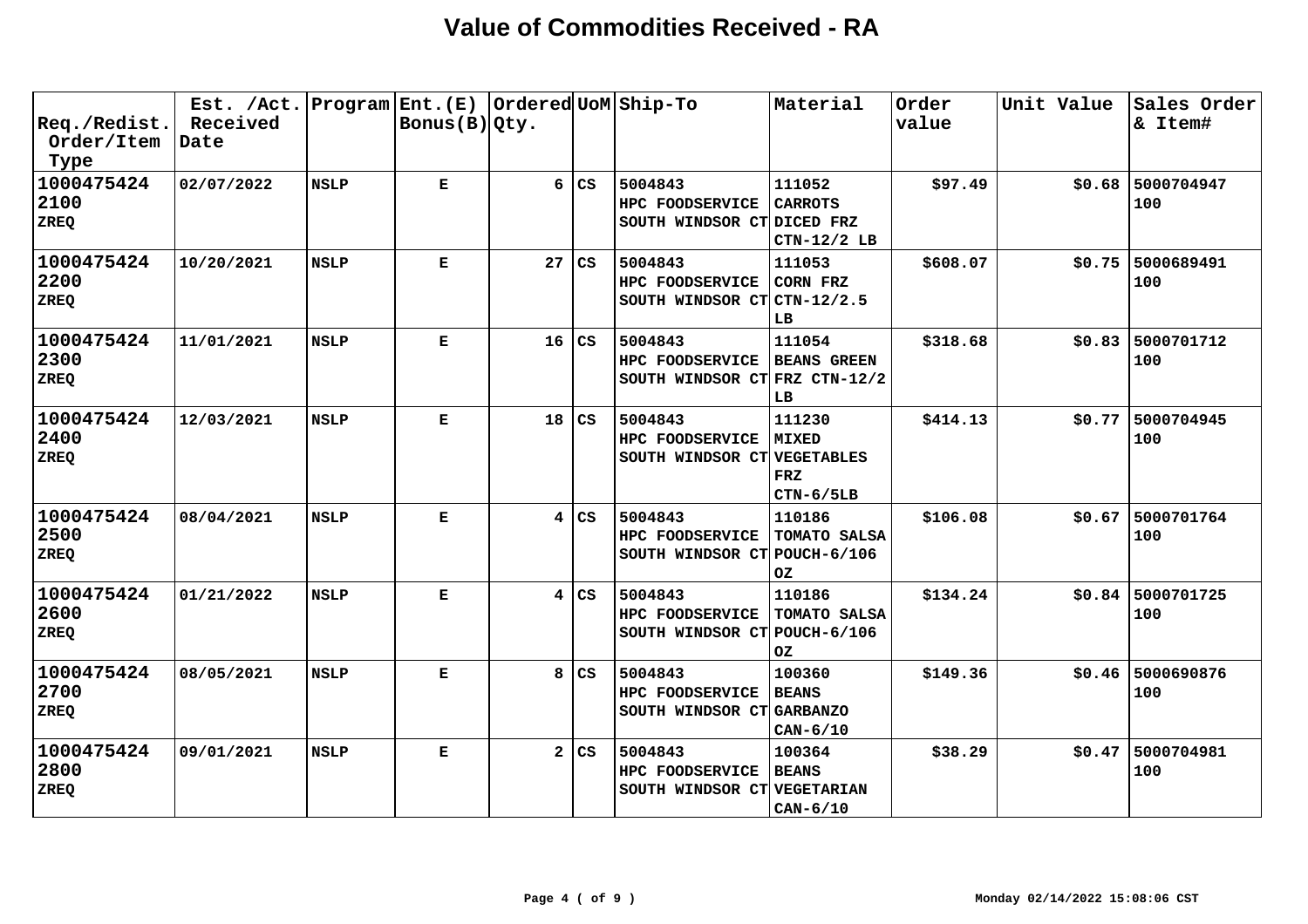# Value of Commodities Received - RA

| Req./Redist. Order/Item Type | Est. /Act. Received Date | Program | Ent.(E) Bonus(B) | Ordered Qty. | UoM | Ship-To | Material | Order value | Unit Value | Sales Order & Item# |
|---|---|---|---|---|---|---|---|---|---|---|
| 1000475424 2100 ZREQ | 02/07/2022 | NSLP | E | 6 | CS | 5004843 HPC FOODSERVICE SOUTH WINDSOR CT | 111052 CARROTS DICED FRZ CTN-12/2 LB | $97.49 | $0.68 | 5000704947 100 |
| 1000475424 2200 ZREQ | 10/20/2021 | NSLP | E | 27 | CS | 5004843 HPC FOODSERVICE SOUTH WINDSOR CT | 111053 CORN FRZ CTN-12/2.5 LB | $608.07 | $0.75 | 5000689491 100 |
| 1000475424 2300 ZREQ | 11/01/2021 | NSLP | E | 16 | CS | 5004843 HPC FOODSERVICE SOUTH WINDSOR CT | 111054 BEANS GREEN FRZ CTN-12/2 LB | $318.68 | $0.83 | 5000701712 100 |
| 1000475424 2400 ZREQ | 12/03/2021 | NSLP | E | 18 | CS | 5004843 HPC FOODSERVICE SOUTH WINDSOR CT | 111230 MIXED VEGETABLES FRZ CTN-6/5LB | $414.13 | $0.77 | 5000704945 100 |
| 1000475424 2500 ZREQ | 08/04/2021 | NSLP | E | 4 | CS | 5004843 HPC FOODSERVICE SOUTH WINDSOR CT | 110186 TOMATO SALSA POUCH-6/106 OZ | $106.08 | $0.67 | 5000701764 100 |
| 1000475424 2600 ZREQ | 01/21/2022 | NSLP | E | 4 | CS | 5004843 HPC FOODSERVICE SOUTH WINDSOR CT | 110186 TOMATO SALSA POUCH-6/106 OZ | $134.24 | $0.84 | 5000701725 100 |
| 1000475424 2700 ZREQ | 08/05/2021 | NSLP | E | 8 | CS | 5004843 HPC FOODSERVICE SOUTH WINDSOR CT | 100360 BEANS GARBANZO CAN-6/10 | $149.36 | $0.46 | 5000690876 100 |
| 1000475424 2800 ZREQ | 09/01/2021 | NSLP | E | 2 | CS | 5004843 HPC FOODSERVICE SOUTH WINDSOR CT | 100364 BEANS VEGETARIAN CAN-6/10 | $38.29 | $0.47 | 5000704981 100 |

Monday 02/14/2022 15:08:06 CST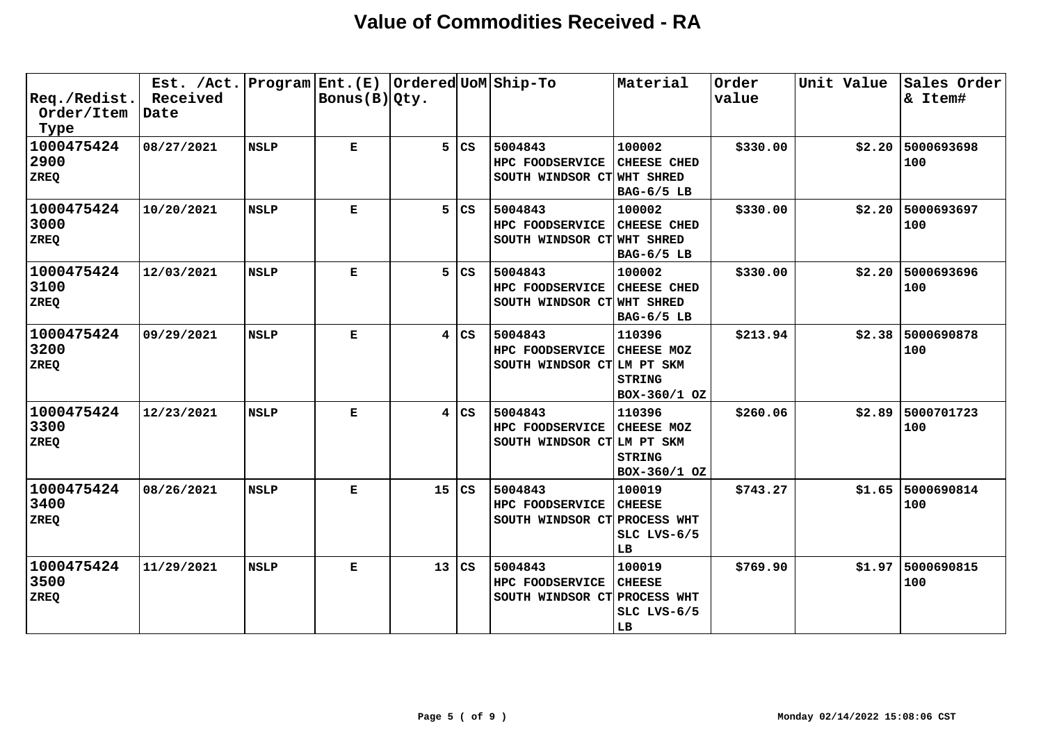# Value of Commodities Received - RA

| Req./Redist. Order/Item Type | Est. /Act. Received Date | Program | Ent.(E) Bonus(B) | Ordered Qty. | UoM | Ship-To | Material | Order value | Unit Value | Sales Order & Item# |
|---|---|---|---|---|---|---|---|---|---|---|
| 1000475424 2900 ZREQ | 08/27/2021 | NSLP | E | 5 | CS | 5004843 HPC FOODSERVICE SOUTH WINDSOR CT | 100002 CHEESE CHED WHT SHRED BAG-6/5 LB | $330.00 | $2.20 | 5000693698 100 |
| 1000475424 3000 ZREQ | 10/20/2021 | NSLP | E | 5 | CS | 5004843 HPC FOODSERVICE SOUTH WINDSOR CT | 100002 CHEESE CHED WHT SHRED BAG-6/5 LB | $330.00 | $2.20 | 5000693697 100 |
| 1000475424 3100 ZREQ | 12/03/2021 | NSLP | E | 5 | CS | 5004843 HPC FOODSERVICE SOUTH WINDSOR CT | 100002 CHEESE CHED WHT SHRED BAG-6/5 LB | $330.00 | $2.20 | 5000693696 100 |
| 1000475424 3200 ZREQ | 09/29/2021 | NSLP | E | 4 | CS | 5004843 HPC FOODSERVICE SOUTH WINDSOR CT | 110396 CHEESE MOZ LM PT SKM STRING BOX-360/1 OZ | $213.94 | $2.38 | 5000690878 100 |
| 1000475424 3300 ZREQ | 12/23/2021 | NSLP | E | 4 | CS | 5004843 HPC FOODSERVICE SOUTH WINDSOR CT | 110396 CHEESE MOZ LM PT SKM STRING BOX-360/1 OZ | $260.06 | $2.89 | 5000701723 100 |
| 1000475424 3400 ZREQ | 08/26/2021 | NSLP | E | 15 | CS | 5004843 HPC FOODSERVICE SOUTH WINDSOR CT | 100019 CHEESE PROCESS WHT SLC LVS-6/5 LB | $743.27 | $1.65 | 5000690814 100 |
| 1000475424 3500 ZREQ | 11/29/2021 | NSLP | E | 13 | CS | 5004843 HPC FOODSERVICE SOUTH WINDSOR CT | 100019 CHEESE PROCESS WHT SLC LVS-6/5 LB | $769.90 | $1.97 | 5000690815 100 |

Monday 02/14/2022 15:08:06 CST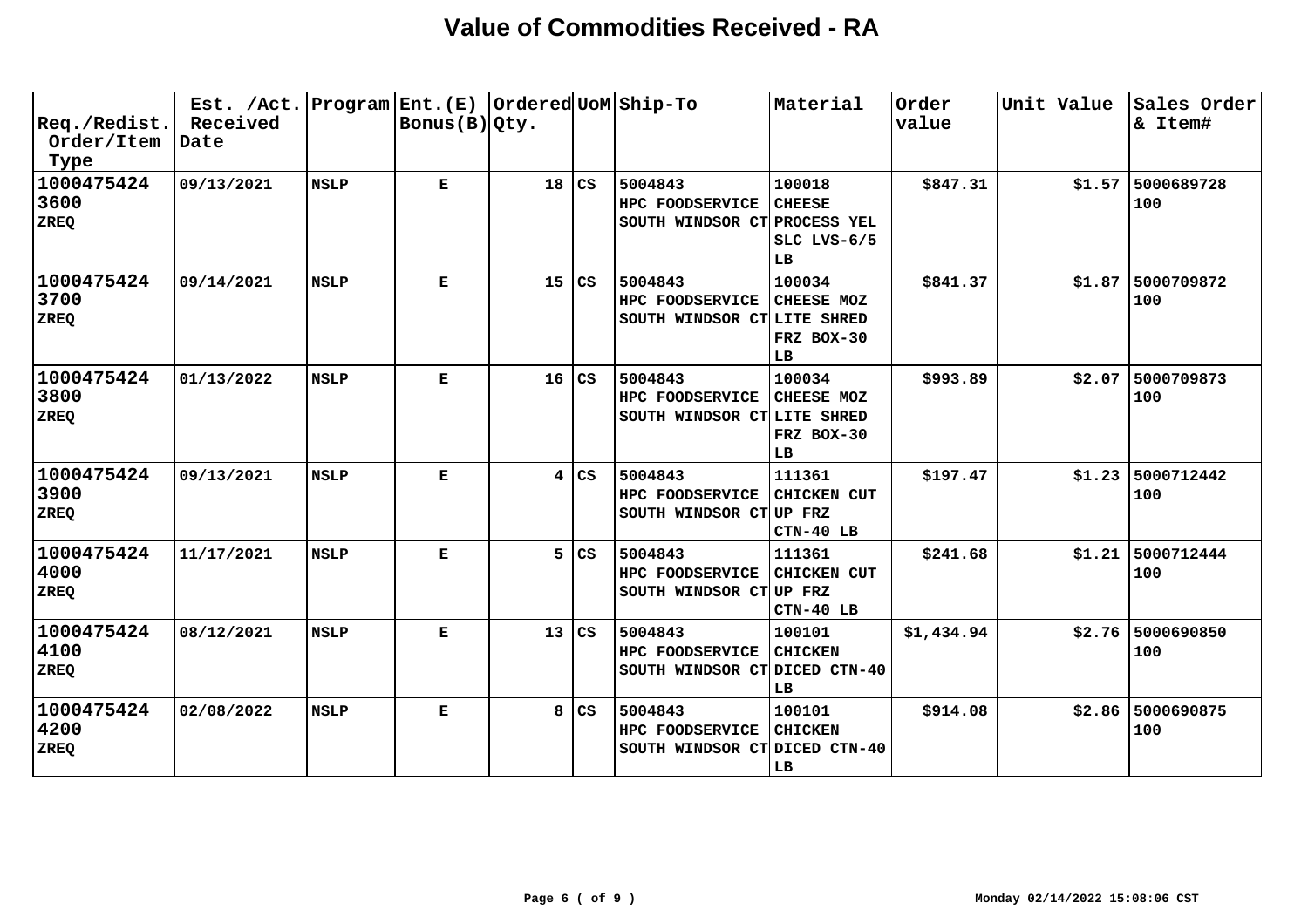# Value of Commodities Received - RA

| Req./Redist. Order/Item Type | Est. /Act. Received Date | Program | Ent.(E) Bonus(B) | Ordered Qty. | UoM | Ship-To | Material | Order value | Unit Value | Sales Order & Item# |
|---|---|---|---|---|---|---|---|---|---|---|
| 1000475424 3600 ZREQ | 09/13/2021 | NSLP | E | 18 | CS | 5004843 HPC FOODSERVICE SOUTH WINDSOR CT | 100018 CHEESE PROCESS YEL SLC LVS-6/5 LB | $847.31 | $1.57 | 5000689728 100 |
| 1000475424 3700 ZREQ | 09/14/2021 | NSLP | E | 15 | CS | 5004843 HPC FOODSERVICE SOUTH WINDSOR CT | 100034 CHEESE MOZ LITE SHRED FRZ BOX-30 LB | $841.37 | $1.87 | 5000709872 100 |
| 1000475424 3800 ZREQ | 01/13/2022 | NSLP | E | 16 | CS | 5004843 HPC FOODSERVICE SOUTH WINDSOR CT | 100034 CHEESE MOZ LITE SHRED FRZ BOX-30 LB | $993.89 | $2.07 | 5000709873 100 |
| 1000475424 3900 ZREQ | 09/13/2021 | NSLP | E | 4 | CS | 5004843 HPC FOODSERVICE SOUTH WINDSOR CT | 111361 CHICKEN CUT UP FRZ CTN-40 LB | $197.47 | $1.23 | 5000712442 100 |
| 1000475424 4000 ZREQ | 11/17/2021 | NSLP | E | 5 | CS | 5004843 HPC FOODSERVICE SOUTH WINDSOR CT | 111361 CHICKEN CUT UP FRZ CTN-40 LB | $241.68 | $1.21 | 5000712444 100 |
| 1000475424 4100 ZREQ | 08/12/2021 | NSLP | E | 13 | CS | 5004843 HPC FOODSERVICE SOUTH WINDSOR CT | 100101 CHICKEN DICED CTN-40 LB | $1,434.94 | $2.76 | 5000690850 100 |
| 1000475424 4200 ZREQ | 02/08/2022 | NSLP | E | 8 | CS | 5004843 HPC FOODSERVICE SOUTH WINDSOR CT | 100101 CHICKEN DICED CTN-40 LB | $914.08 | $2.86 | 5000690875 100 |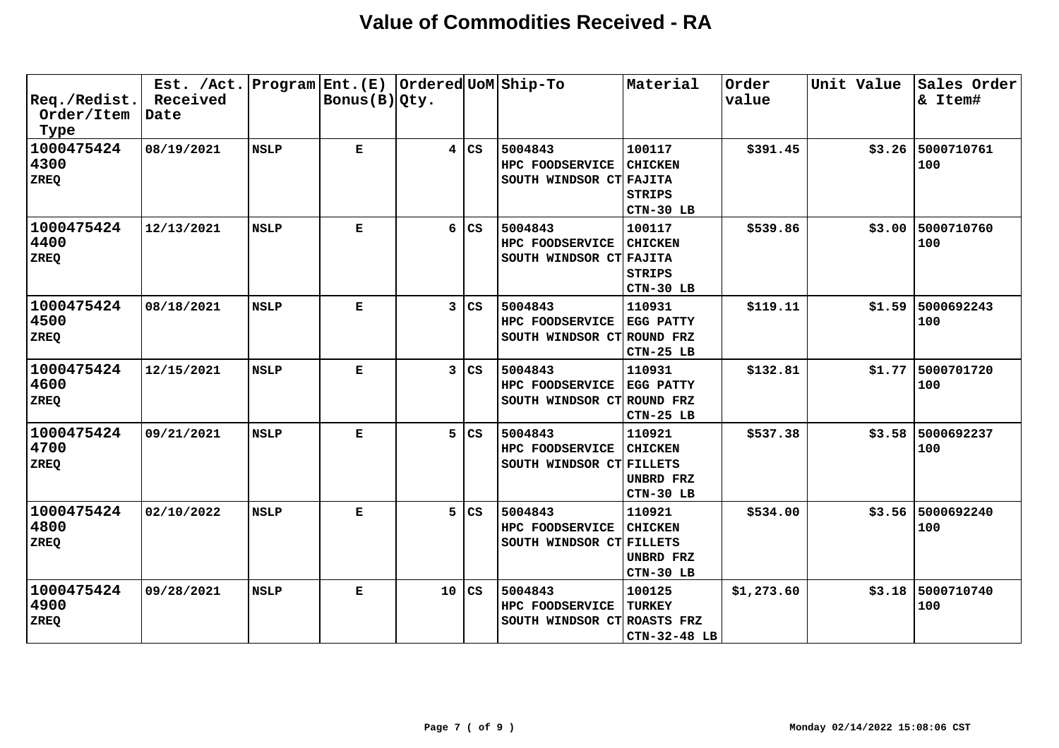# Value of Commodities Received - RA

| Req./Redist. Order/Item Type | Est. /Act. Received Date | Program | Ent.(E) Bonus(B) | Ordered Qty. | UoM | Ship-To | Material | Order value | Unit Value | Sales Order & Item# |
|---|---|---|---|---|---|---|---|---|---|---|
| 1000475424 4300 ZREQ | 08/19/2021 | NSLP | E | 4 | CS | 5004843 HPC FOODSERVICE SOUTH WINDSOR CT | 100117 CHICKEN FAJITA STRIPS CTN-30 LB | $391.45 | $3.26 | 5000710761 100 |
| 1000475424 4400 ZREQ | 12/13/2021 | NSLP | E | 6 | CS | 5004843 HPC FOODSERVICE SOUTH WINDSOR CT | 100117 CHICKEN FAJITA STRIPS CTN-30 LB | $539.86 | $3.00 | 5000710760 100 |
| 1000475424 4500 ZREQ | 08/18/2021 | NSLP | E | 3 | CS | 5004843 HPC FOODSERVICE SOUTH WINDSOR CT | 110931 EGG PATTY ROUND FRZ CTN-25 LB | $119.11 | $1.59 | 5000692243 100 |
| 1000475424 4600 ZREQ | 12/15/2021 | NSLP | E | 3 | CS | 5004843 HPC FOODSERVICE SOUTH WINDSOR CT | 110931 EGG PATTY ROUND FRZ CTN-25 LB | $132.81 | $1.77 | 5000701720 100 |
| 1000475424 4700 ZREQ | 09/21/2021 | NSLP | E | 5 | CS | 5004843 HPC FOODSERVICE SOUTH WINDSOR CT | 110921 CHICKEN FILLETS UNBRD FRZ CTN-30 LB | $537.38 | $3.58 | 5000692237 100 |
| 1000475424 4800 ZREQ | 02/10/2022 | NSLP | E | 5 | CS | 5004843 HPC FOODSERVICE SOUTH WINDSOR CT | 110921 CHICKEN FILLETS UNBRD FRZ CTN-30 LB | $534.00 | $3.56 | 5000692240 100 |
| 1000475424 4900 ZREQ | 09/28/2021 | NSLP | E | 10 | CS | 5004843 HPC FOODSERVICE SOUTH WINDSOR CT | 100125 TURKEY ROASTS FRZ CTN-32-48 LB | $1,273.60 | $3.18 | 5000710740 100 |

Monday 02/14/2022 15:08:06 CST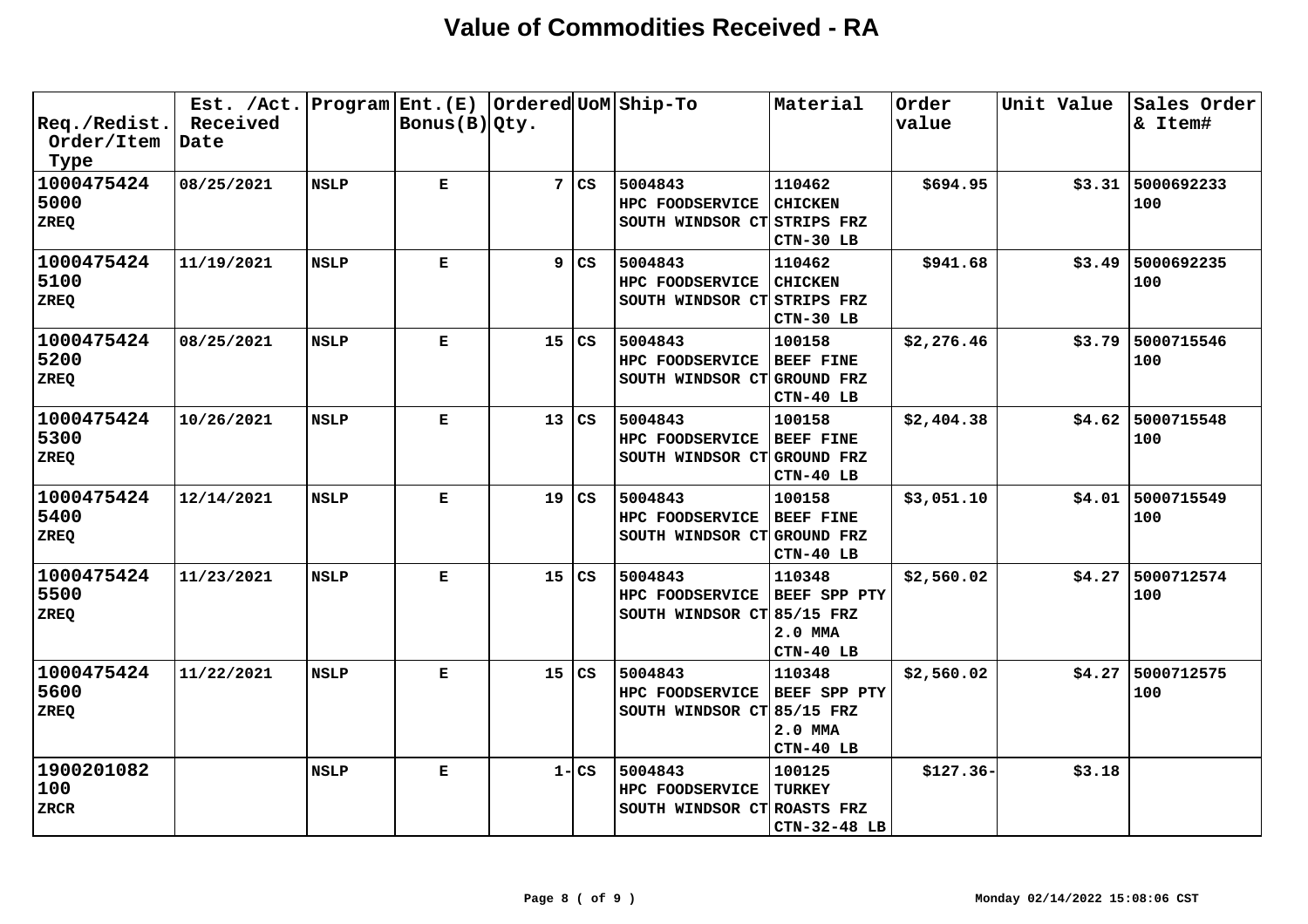# Value of Commodities Received - RA

| Req./Redist. Order/Item Type | Est. /Act. Received Date | Program | Ent.(E) Bonus(B) | Ordered Qty. | UoM | Ship-To | Material | Order value | Unit Value | Sales Order & Item# |
|---|---|---|---|---|---|---|---|---|---|---|
| **1000475424 5000 ZREQ** | **08/25/2021** | **NSLP** | **E** | **7** | **CS** | **5004843 HPC FOODSERVICE SOUTH WINDSOR CT** | **110462 CHICKEN STRIPS FRZ CTN-30 LB** | **$694.95** | **$3.31** | **5000692233 100** |
| **1000475424 5100 ZREQ** | **11/19/2021** | **NSLP** | **E** | **9** | **CS** | **5004843 HPC FOODSERVICE SOUTH WINDSOR CT** | **110462 CHICKEN STRIPS FRZ CTN-30 LB** | **$941.68** | **$3.49** | **5000692235 100** |
| **1000475424 5200 ZREQ** | **08/25/2021** | **NSLP** | **E** | **15** | **CS** | **5004843 HPC FOODSERVICE SOUTH WINDSOR CT** | **100158 BEEF FINE GROUND FRZ CTN-40 LB** | **$2,276.46** | **$3.79** | **5000715546 100** |
| **1000475424 5300 ZREQ** | **10/26/2021** | **NSLP** | **E** | **13** | **CS** | **5004843 HPC FOODSERVICE SOUTH WINDSOR CT** | **100158 BEEF FINE GROUND FRZ CTN-40 LB** | **$2,404.38** | **$4.62** | **5000715548 100** |
| **1000475424 5400 ZREQ** | **12/14/2021** | **NSLP** | **E** | **19** | **CS** | **5004843 HPC FOODSERVICE SOUTH WINDSOR CT** | **100158 BEEF FINE GROUND FRZ CTN-40 LB** | **$3,051.10** | **$4.01** | **5000715549 100** |
| **1000475424 5500 ZREQ** | **11/23/2021** | **NSLP** | **E** | **15** | **CS** | **5004843 HPC FOODSERVICE SOUTH WINDSOR CT** | **110348 BEEF SPP PTY 85/15 FRZ 2.0 MMA CTN-40 LB** | **$2,560.02** | **$4.27** | **5000712574 100** |
| **1000475424 5600 ZREQ** | **11/22/2021** | **NSLP** | **E** | **15** | **CS** | **5004843 HPC FOODSERVICE SOUTH WINDSOR CT** | **110348 BEEF SPP PTY 85/15 FRZ 2.0 MMA CTN-40 LB** | **$2,560.02** | **$4.27** | **5000712575 100** |
| **1900201082 100 ZRCR** | | **NSLP** | **E** | **1-** | **CS** | **5004843 HPC FOODSERVICE SOUTH WINDSOR CT** | **100125 TURKEY ROASTS FRZ CTN-32-48 LB** | **$127.36-** | **$3.18** | |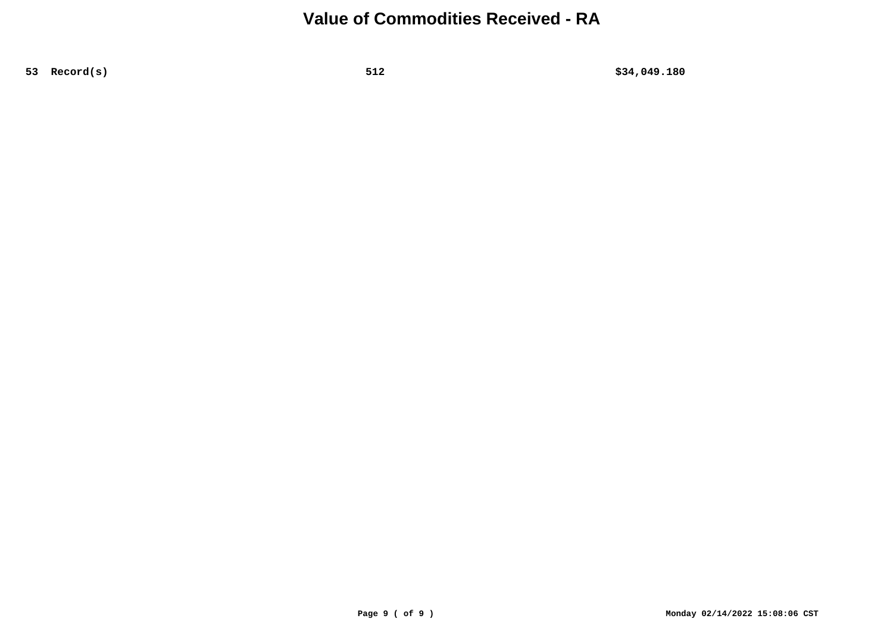# Value of Commodities Received - RA

| | | |
|---|---|---|
| 53 Record(s) | 512 | $34,049.180 |